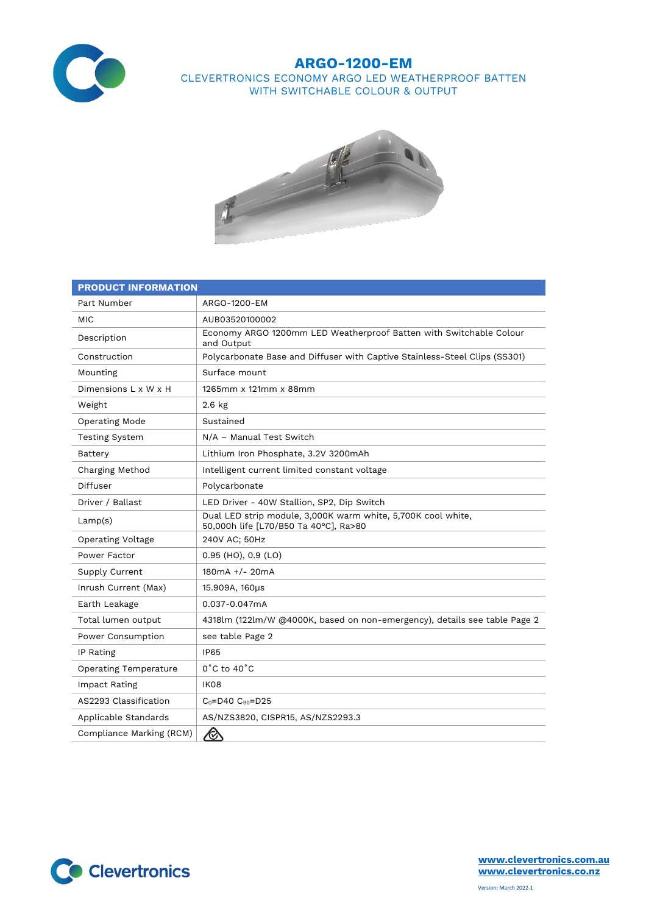# ARGO-1200-EM

CLEVERTRONICS ECONOMY ARGO LED WEATHERPROOF BATTEN WITH SWITCHABLE COLOUR & OUTPUT

| PRODUCT INFORMATION | |
|---|---|
| Part Number | ARGO-1200-EM |
| MIC | AUB03520100002 |
| Description | Economy ARGO 1200mm LED Weatherproof Batten with Switchable Colour and Output |
| Construction | Polycarbonate Base and Diffuser with Captive Stainless-Steel Clips (SS301) |
| Mounting | Surface mount |
| Dimensions L x W x H | 1265mm x 121mm x 88mm |
| Weight | 2.6 kg |
| Operating Mode | Sustained |
| Testing System | N/A – Manual Test Switch |
| Battery | Lithium Iron Phosphate, 3.2V 3200mAh |
| Charging Method | Intelligent current limited constant voltage |
| Diffuser | Polycarbonate |
| Driver / Ballast | LED Driver - 40W Stallion, SP2, Dip Switch |
| Lamp(s) | Dual LED strip module, 3,000K warm white, 5,700K cool white, 50,000h life [L70/B50 Ta 40°C], Ra>80 |
| Operating Voltage | 240V AC; 50Hz |
| Power Factor | 0.95 (HO), 0.9 (LO) |
| Supply Current | 180mA +/- 20mA |
| Inrush Current (Max) | 15.909A, 160µs |
| Earth Leakage | 0.037-0.047mA |
| Total lumen output | 4318lm (122lm/W @4000K, based on non-emergency), details see table Page 2 |
| Power Consumption | see table Page 2 |
| IP Rating | IP65 |
| Operating Temperature | 0˚C to 40˚C |
| Impact Rating | IK08 |
| AS2293 Classification | $C_0$=D40 $C_{90}$=D25 |
| Applicable Standards | AS/NZS3820, CISPR15, AS/NZS2293.3 |
| Compliance Marking (RCM) | |

www.clevertronics.com.au
www.clevertronics.co.nz

Version: March 2022-1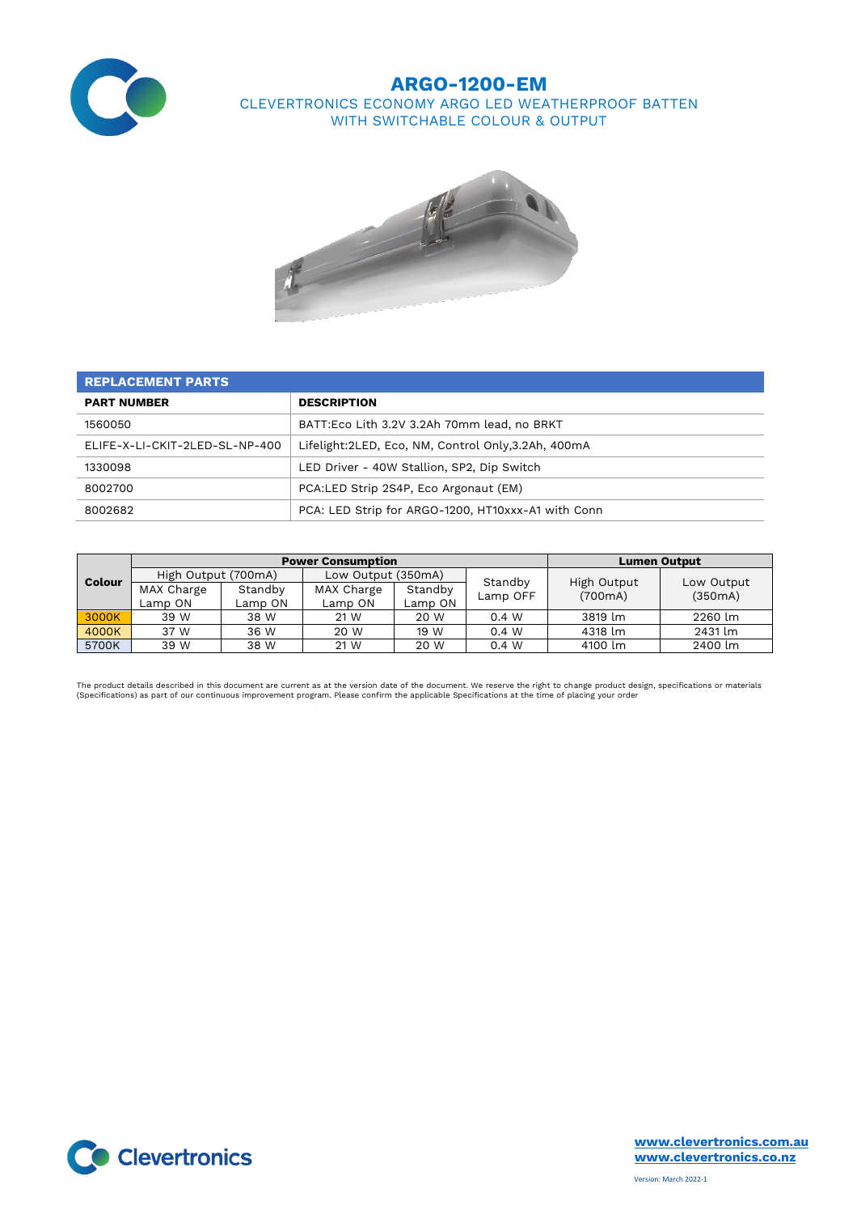# ARGO-1200-EM

CLEVERTRONICS ECONOMY ARGO LED WEATHERPROOF BATTEN
WITH SWITCHABLE COLOUR & OUTPUT

| REPLACEMENT PARTS | |
|---|---|
| **PART NUMBER** | **DESCRIPTION** |
| 1560050 | BATT:Eco Lith 3.2V 3.2Ah 70mm lead, no BRKT |
| ELIFE-X-LI-CKIT-2LED-SL-NP-400 | Lifelight:2LED, Eco, NM, Control Only,3.2Ah, 400mA |
| 1330098 | LED Driver - 40W Stallion, SP2, Dip Switch |
| 8002700 | PCA:LED Strip 2S4P, Eco Argonaut (EM) |
| 8002682 | PCA: LED Strip for ARGO-1200, HT10xxx-A1 with Conn |

| **Colour** | **Power Consumption** | | | | | **Lumen Output** | |
|---|---|---|---|---|---|---|---|
| | High Output (700mA) | | Low Output (350mA) | | Standby Lamp OFF | High Output (700mA) | Low Output (350mA) |
| | MAX Charge Lamp ON | Standby Lamp ON | MAX Charge Lamp ON | Standby Lamp ON | | | |
| 3000K | 39 W | 38 W | 21 W | 20 W | 0.4 W | 3819 lm | 2260 lm |
| 4000K | 37 W | 36 W | 20 W | 19 W | 0.4 W | 4318 lm | 2431 lm |
| 5700K | 39 W | 38 W | 21 W | 20 W | 0.4 W | 4100 lm | 2400 lm |

The product details described in this document are current as at the version date of the document. We reserve the right to change product design, specifications or materials (Specifications) as part of our continuous improvement program. Please confirm the applicable Specifications at the time of placing your order

Clevertronics

www.clevertronics.com.au
www.clevertronics.co.nz

Version: March 2022-1